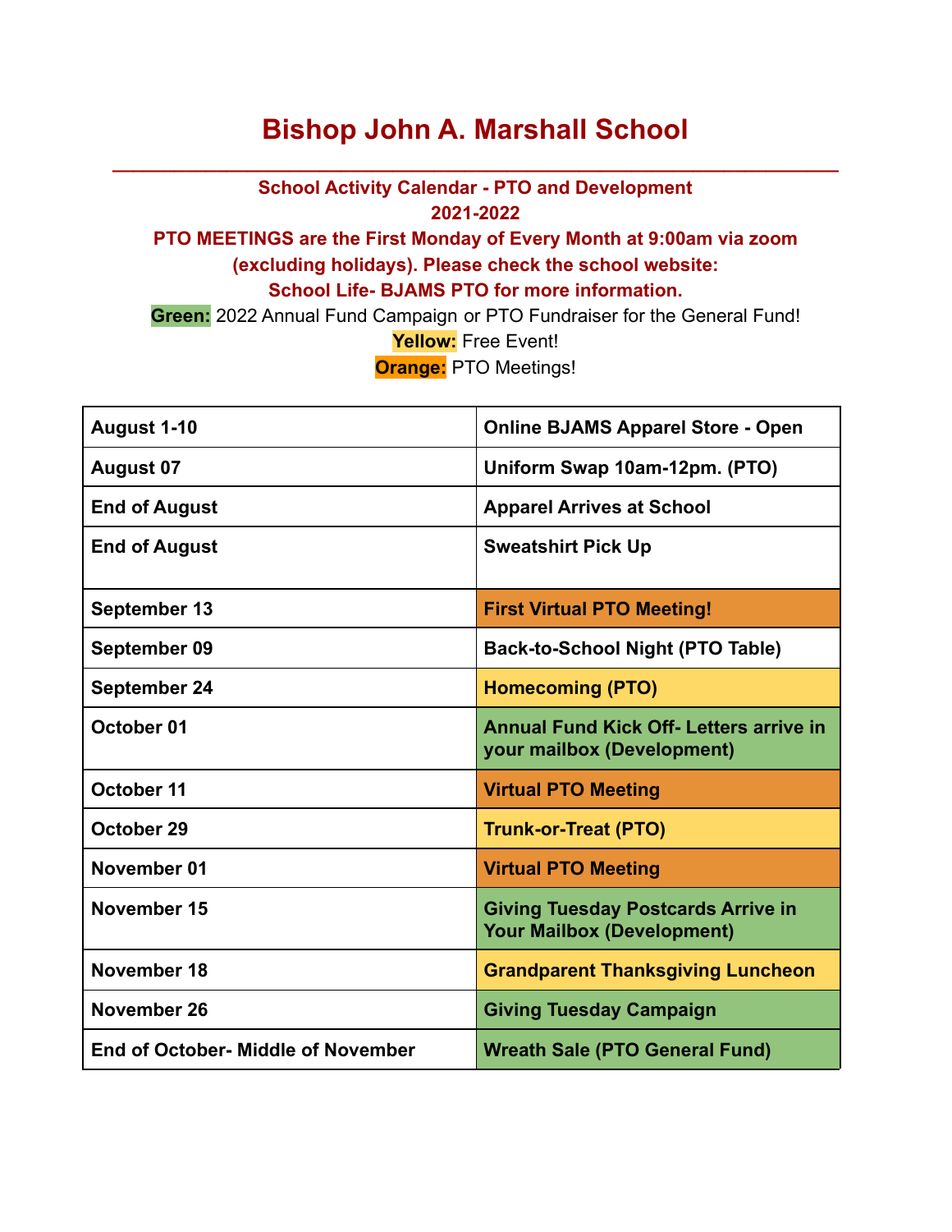# Bishop John A. Marshall School

**School Activity Calendar - PTO and Development**
**2021-2022**
**PTO MEETINGS are the First Monday of Every Month at 9:00am via zoom (excluding holidays). Please check the school website: School Life- BJAMS PTO for more information.**

**Green:** 2022 Annual Fund Campaign or PTO Fundraiser for the General Fund!
**Yellow:** Free Event!
**Orange:** PTO Meetings!

| | |
|---|---|
| **August 1-10** | **Online BJAMS Apparel Store - Open** |
| **August 07** | **Uniform Swap 10am-12pm. (PTO)** |
| **End of August** | **Apparel Arrives at School** |
| **End of August** | **Sweatshirt Pick Up** |
| **September 13** | **First Virtual PTO Meeting!** |
| **September 09** | **Back-to-School Night (PTO Table)** |
| **September 24** | **Homecoming (PTO)** |
| **October 01** | **Annual Fund Kick Off- Letters arrive in your mailbox (Development)** |
| **October 11** | **Virtual PTO Meeting** |
| **October 29** | **Trunk-or-Treat (PTO)** |
| **November 01** | **Virtual PTO Meeting** |
| **November 15** | **Giving Tuesday Postcards Arrive in Your Mailbox (Development)** |
| **November 18** | **Grandparent Thanksgiving Luncheon** |
| **November 26** | **Giving Tuesday Campaign** |
| **End of October- Middle of November** | **Wreath Sale (PTO General Fund)** |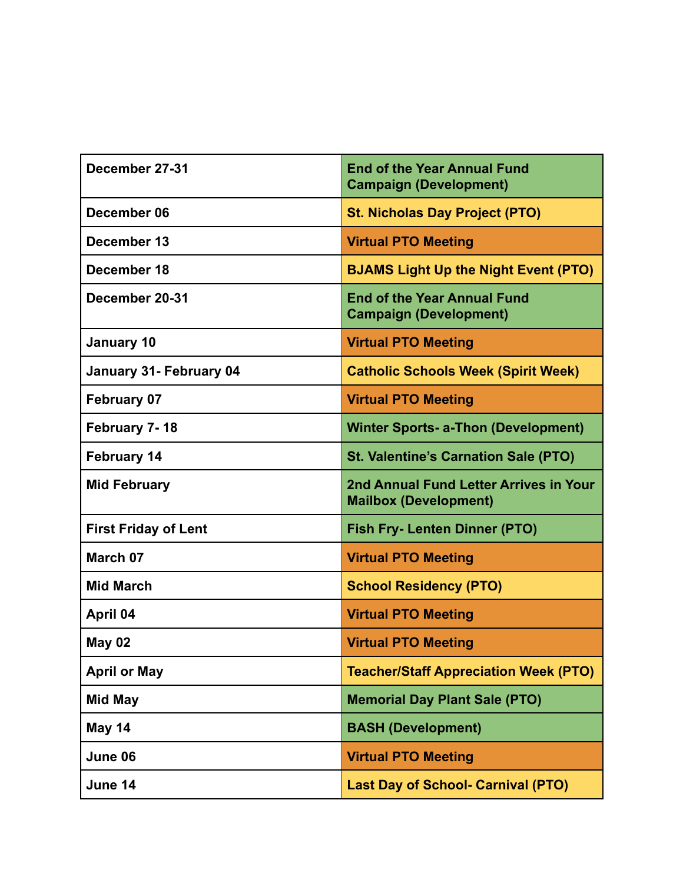| | |
|---|---|
| **December 27-31** | **End of the Year Annual Fund Campaign (Development)** |
| **December 06** | **St. Nicholas Day Project (PTO)** |
| **December 13** | **Virtual PTO Meeting** |
| **December 18** | **BJAMS Light Up the Night Event (PTO)** |
| **December 20-31** | **End of the Year Annual Fund Campaign (Development)** |
| **January 10** | **Virtual PTO Meeting** |
| **January 31- February 04** | **Catholic Schools Week (Spirit Week)** |
| **February 07** | **Virtual PTO Meeting** |
| **February 7- 18** | **Winter Sports- a-Thon (Development)** |
| **February 14** | **St. Valentine's Carnation Sale (PTO)** |
| **Mid February** | **2nd Annual Fund Letter Arrives in Your Mailbox (Development)** |
| **First Friday of Lent** | **Fish Fry- Lenten Dinner (PTO)** |
| **March 07** | **Virtual PTO Meeting** |
| **Mid March** | **School Residency (PTO)** |
| **April 04** | **Virtual PTO Meeting** |
| **May 02** | **Virtual PTO Meeting** |
| **April or May** | **Teacher/Staff Appreciation Week (PTO)** |
| **Mid May** | **Memorial Day Plant Sale (PTO)** |
| **May 14** | **BASH (Development)** |
| **June 06** | **Virtual PTO Meeting** |
| **June 14** | **Last Day of School- Carnival (PTO)** |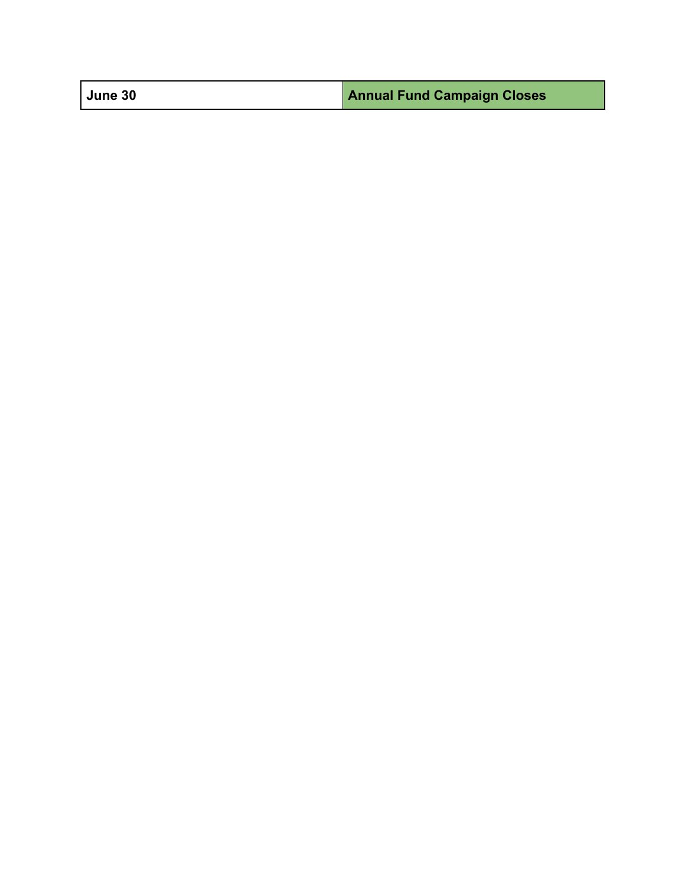| | |
|---|---|
| **June 30** | **Annual Fund Campaign Closes** |